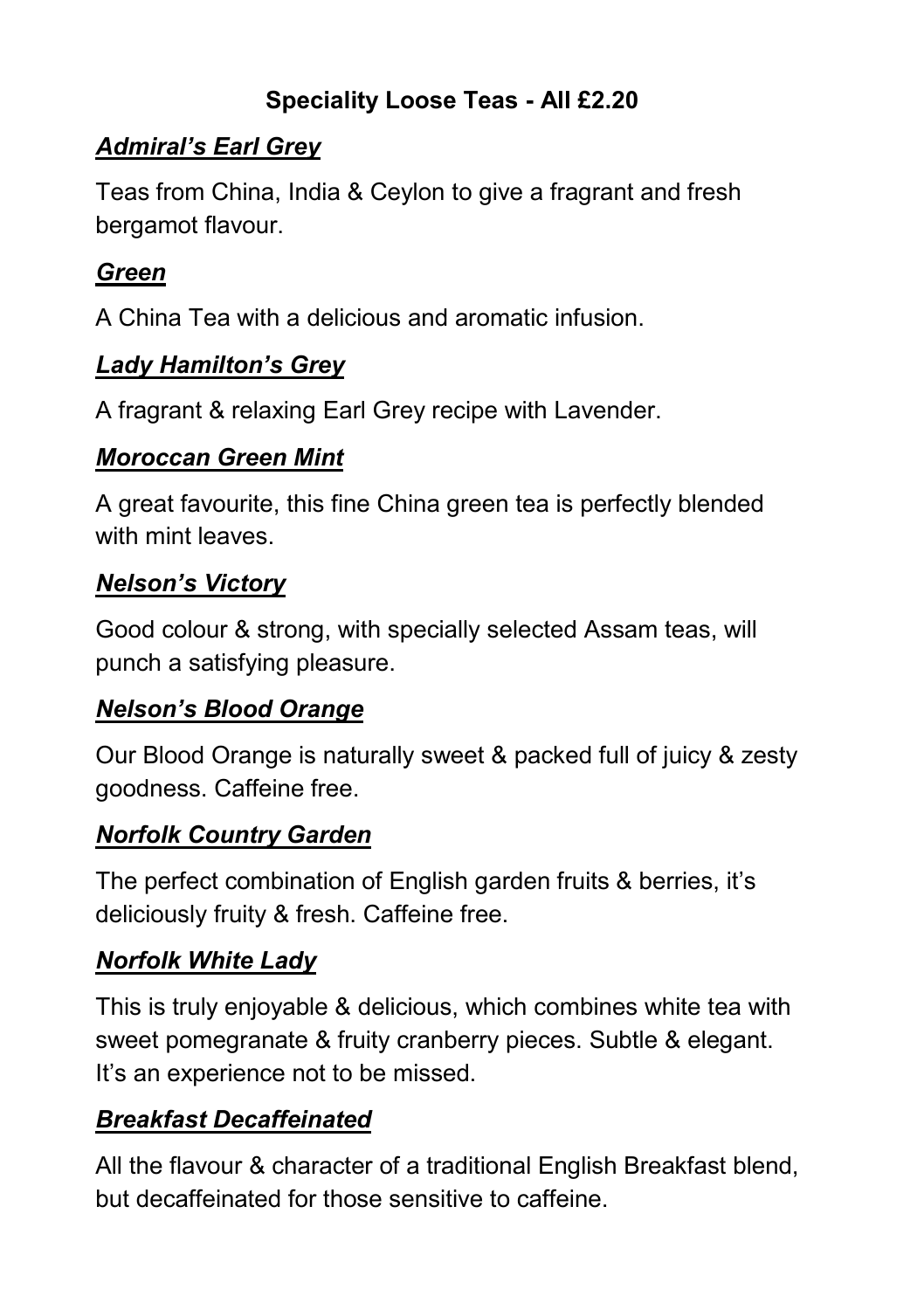# Speciality Loose Teas - All £2.20

***Admiral's Earl Grey***

Teas from China, India & Ceylon to give a fragrant and fresh bergamot flavour.

***Green***

A China Tea with a delicious and aromatic infusion.

***Lady Hamilton's Grey***

A fragrant & relaxing Earl Grey recipe with Lavender.

***Moroccan Green Mint***

A great favourite, this fine China green tea is perfectly blended with mint leaves.

***Nelson's Victory***

Good colour & strong, with specially selected Assam teas, will punch a satisfying pleasure.

***Nelson's Blood Orange***

Our Blood Orange is naturally sweet & packed full of juicy & zesty goodness. Caffeine free.

***Norfolk Country Garden***

The perfect combination of English garden fruits & berries, it's deliciously fruity & fresh. Caffeine free.

***Norfolk White Lady***

This is truly enjoyable & delicious, which combines white tea with sweet pomegranate & fruity cranberry pieces. Subtle & elegant. It's an experience not to be missed.

***Breakfast Decaffeinated***

All the flavour & character of a traditional English Breakfast blend, but decaffeinated for those sensitive to caffeine.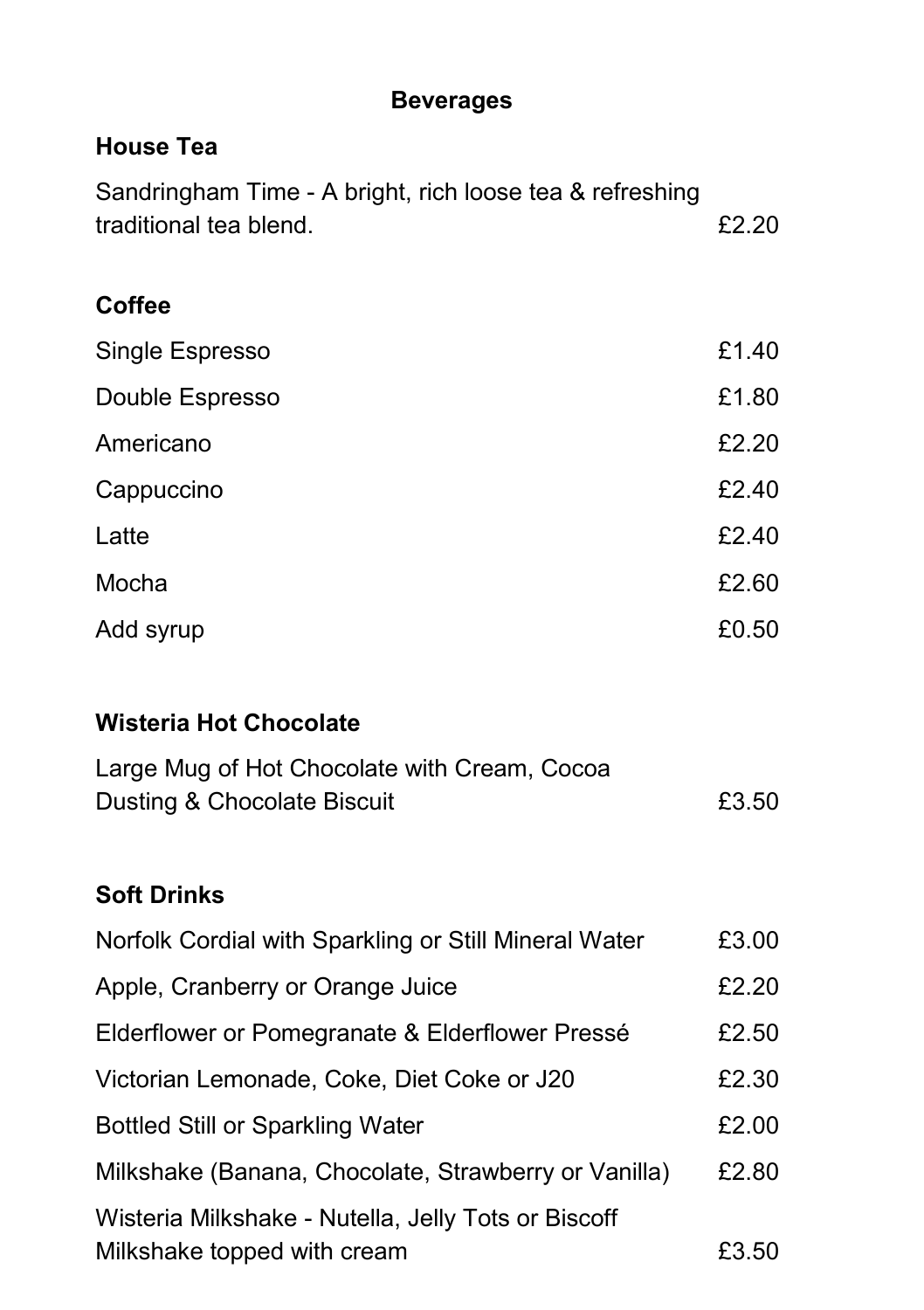# Beverages

## House Tea

Sandringham Time - A bright, rich loose tea & refreshing traditional tea blend. £2.20

## Coffee

| | |
|---|---|
| Single Espresso | £1.40 |
| Double Espresso | £1.80 |
| Americano | £2.20 |
| Cappuccino | £2.40 |
| Latte | £2.40 |
| Mocha | £2.60 |
| Add syrup | £0.50 |

## Wisteria Hot Chocolate

Large Mug of Hot Chocolate with Cream, Cocoa Dusting & Chocolate Biscuit £3.50

## Soft Drinks

| | |
|---|---|
| Norfolk Cordial with Sparkling or Still Mineral Water | £3.00 |
| Apple, Cranberry or Orange Juice | £2.20 |
| Elderflower or Pomegranate & Elderflower Pressé | £2.50 |
| Victorian Lemonade, Coke, Diet Coke or J20 | £2.30 |
| Bottled Still or Sparkling Water | £2.00 |
| Milkshake (Banana, Chocolate, Strawberry or Vanilla) | £2.80 |
| Wisteria Milkshake - Nutella, Jelly Tots or Biscoff Milkshake topped with cream | £3.50 |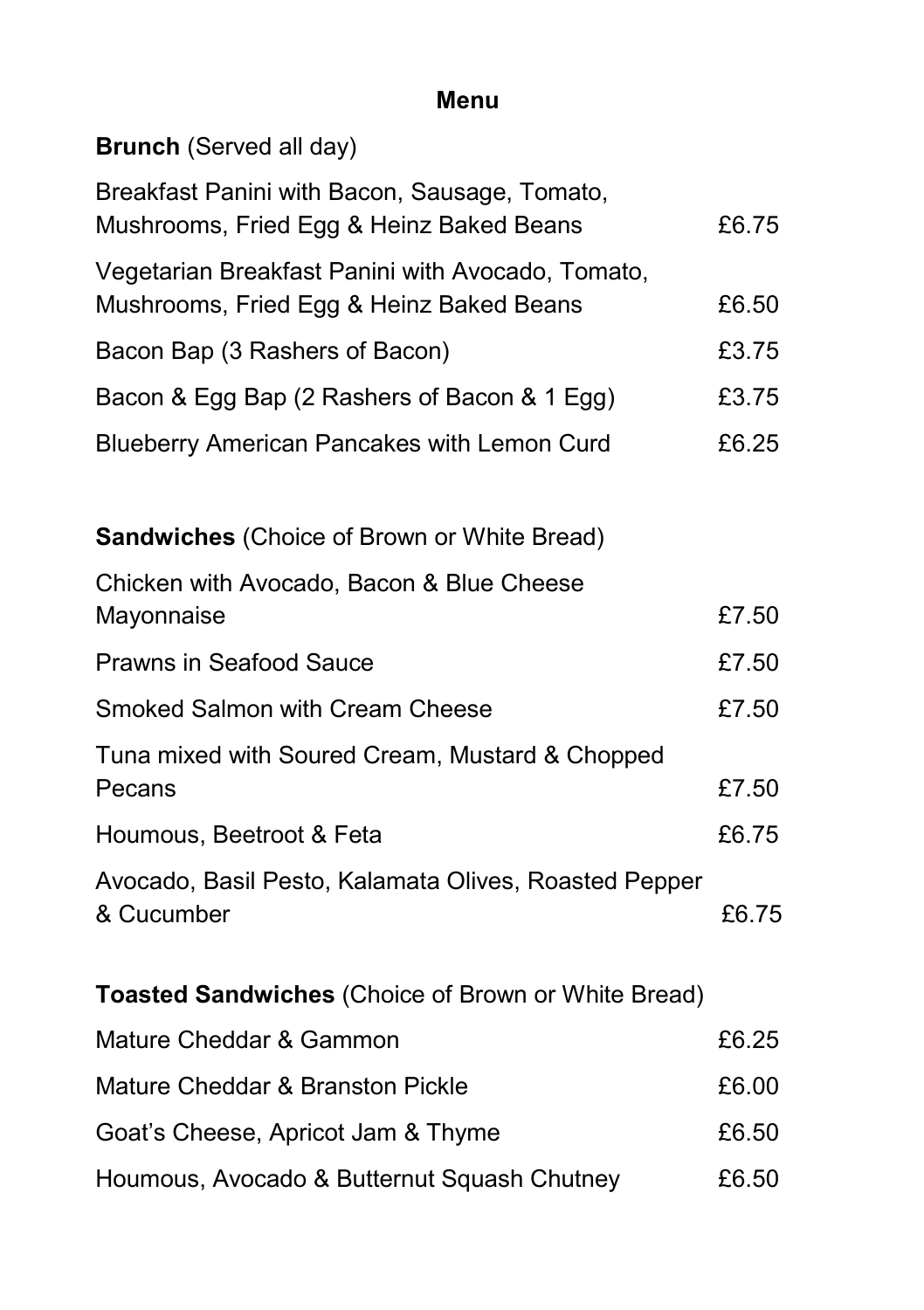# Menu

**Brunch** (Served all day)

| Item | Price |
| --- | --- |
| Breakfast Panini with Bacon, Sausage, Tomato, Mushrooms, Fried Egg & Heinz Baked Beans | £6.75 |
| Vegetarian Breakfast Panini with Avocado, Tomato, Mushrooms, Fried Egg & Heinz Baked Beans | £6.50 |
| Bacon Bap (3 Rashers of Bacon) | £3.75 |
| Bacon & Egg Bap (2 Rashers of Bacon & 1 Egg) | £3.75 |
| Blueberry American Pancakes with Lemon Curd | £6.25 |

**Sandwiches** (Choice of Brown or White Bread)

| Item | Price |
| --- | --- |
| Chicken with Avocado, Bacon & Blue Cheese Mayonnaise | £7.50 |
| Prawns in Seafood Sauce | £7.50 |
| Smoked Salmon with Cream Cheese | £7.50 |
| Tuna mixed with Soured Cream, Mustard & Chopped Pecans | £7.50 |
| Houmous, Beetroot & Feta | £6.75 |
| Avocado, Basil Pesto, Kalamata Olives, Roasted Pepper & Cucumber | £6.75 |

**Toasted Sandwiches** (Choice of Brown or White Bread)

| Item | Price |
| --- | --- |
| Mature Cheddar & Gammon | £6.25 |
| Mature Cheddar & Branston Pickle | £6.00 |
| Goat's Cheese, Apricot Jam & Thyme | £6.50 |
| Houmous, Avocado & Butternut Squash Chutney | £6.50 |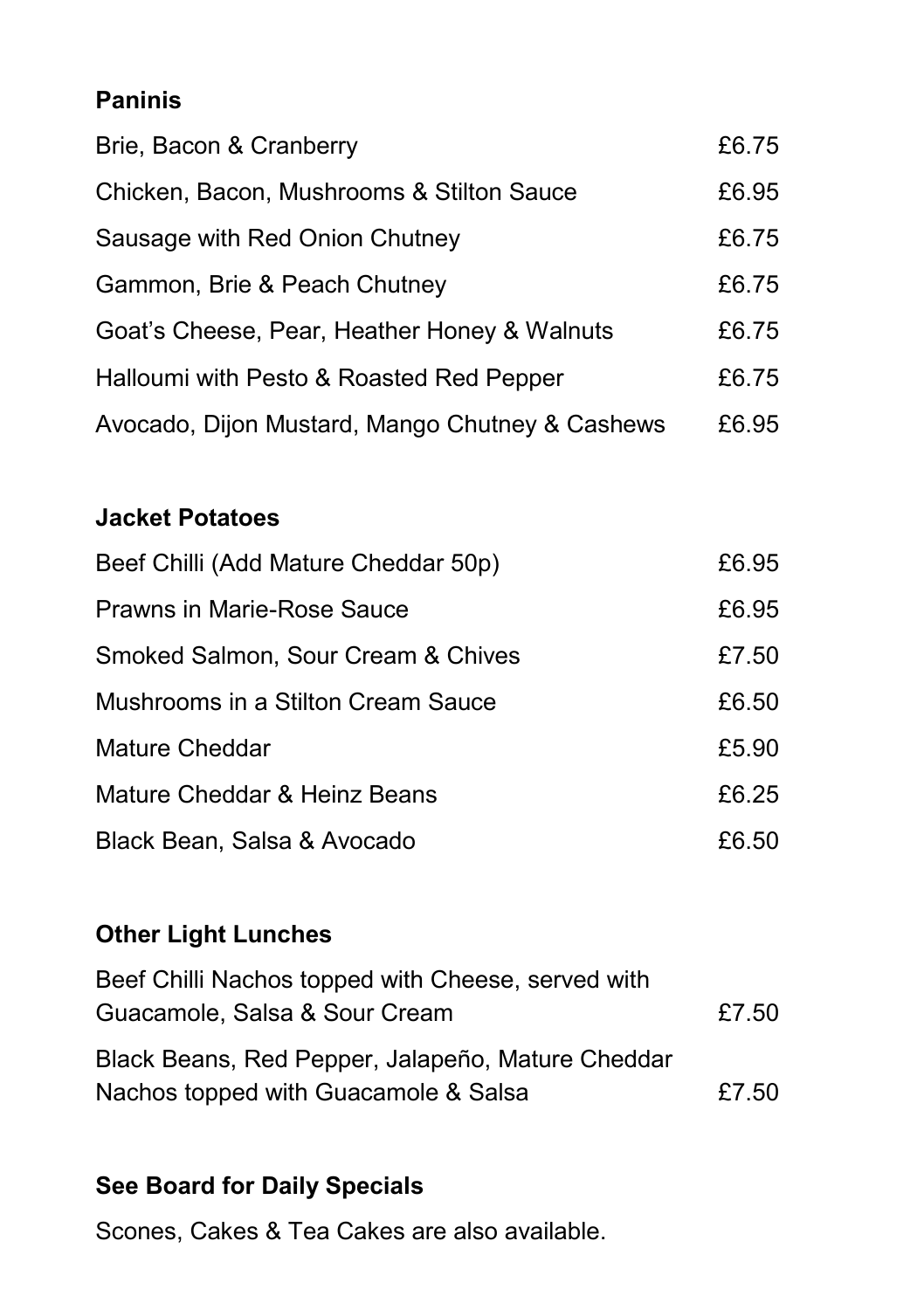## Paninis

| | |
|---|---|
| Brie, Bacon & Cranberry | £6.75 |
| Chicken, Bacon, Mushrooms & Stilton Sauce | £6.95 |
| Sausage with Red Onion Chutney | £6.75 |
| Gammon, Brie & Peach Chutney | £6.75 |
| Goat's Cheese, Pear, Heather Honey & Walnuts | £6.75 |
| Halloumi with Pesto & Roasted Red Pepper | £6.75 |
| Avocado, Dijon Mustard, Mango Chutney & Cashews | £6.95 |

## Jacket Potatoes

| | |
|---|---|
| Beef Chilli (Add Mature Cheddar 50p) | £6.95 |
| Prawns in Marie-Rose Sauce | £6.95 |
| Smoked Salmon, Sour Cream & Chives | £7.50 |
| Mushrooms in a Stilton Cream Sauce | £6.50 |
| Mature Cheddar | £5.90 |
| Mature Cheddar & Heinz Beans | £6.25 |
| Black Bean, Salsa & Avocado | £6.50 |

## Other Light Lunches

| | |
|---|---|
| Beef Chilli Nachos topped with Cheese, served with Guacamole, Salsa & Sour Cream | £7.50 |
| Black Beans, Red Pepper, Jalapeño, Mature Cheddar Nachos topped with Guacamole & Salsa | £7.50 |

## See Board for Daily Specials

Scones, Cakes & Tea Cakes are also available.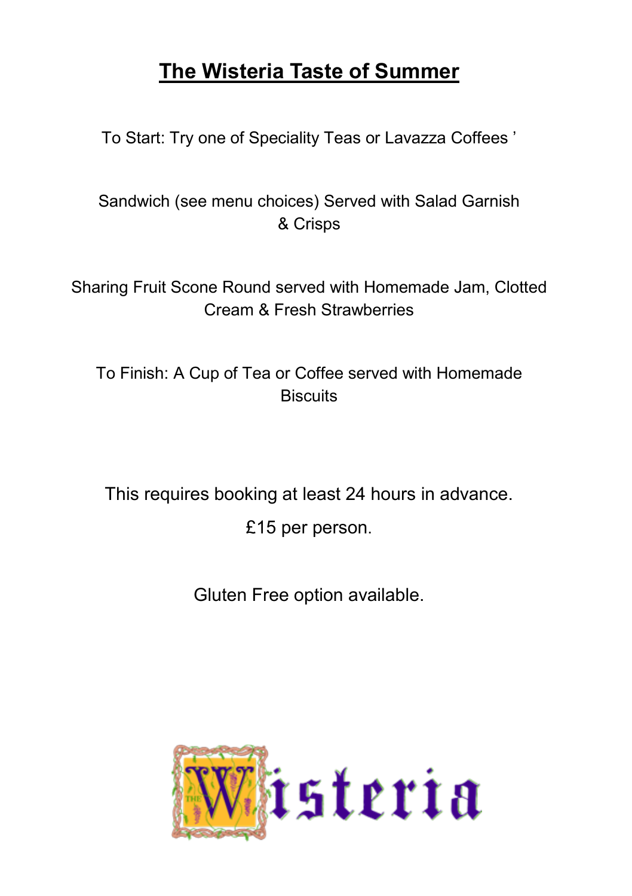# **The Wisteria Taste of Summer**

To Start: Try one of Speciality Teas or Lavazza Coffees '

Sandwich (see menu choices) Served with Salad Garnish & Crisps

Sharing Fruit Scone Round served with Homemade Jam, Clotted Cream & Fresh Strawberries

To Finish: A Cup of Tea or Coffee served with Homemade Biscuits

This requires booking at least 24 hours in advance.

£15 per person.

Gluten Free option available.